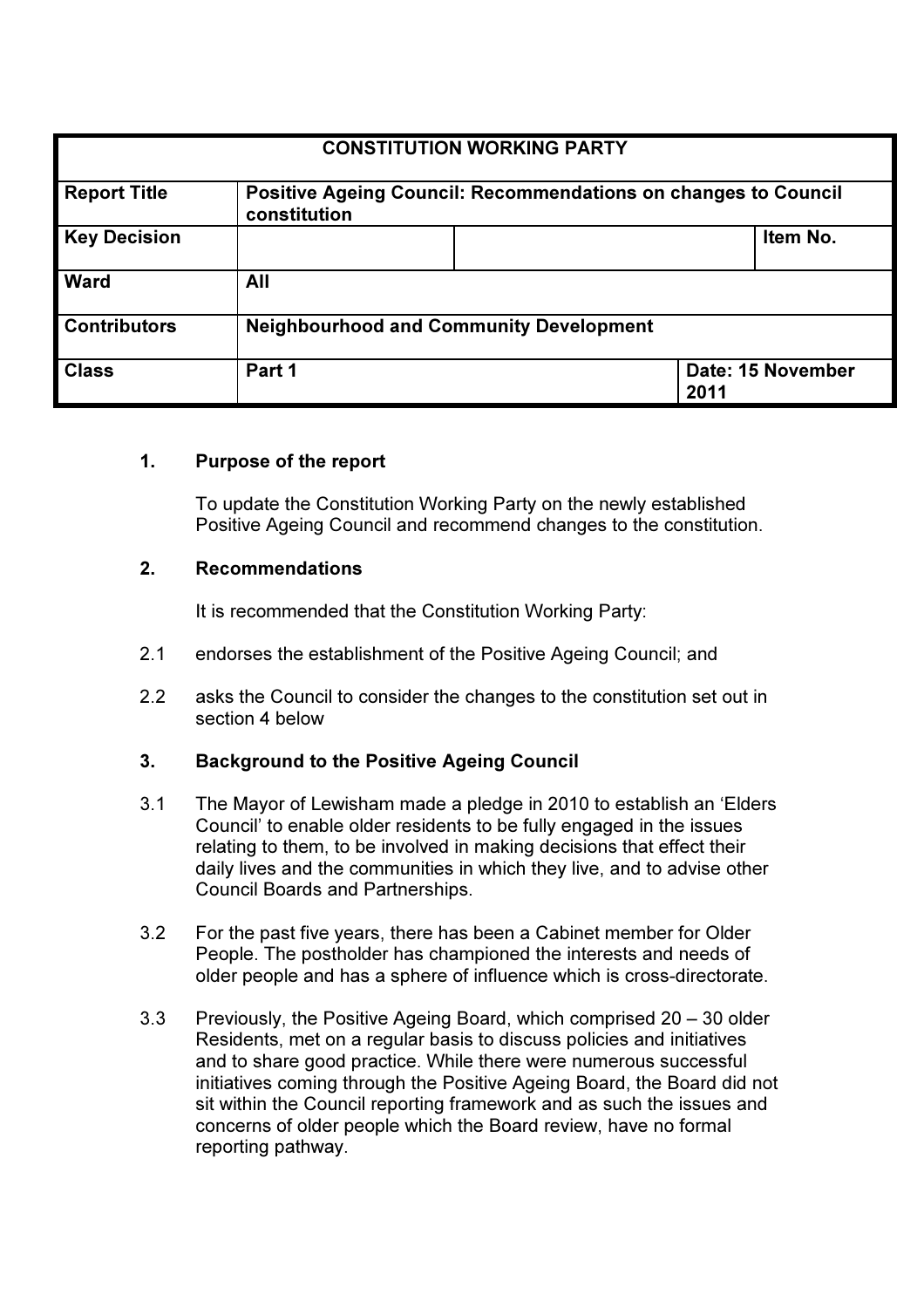| CONSTITUTION WORKING PARTY | | | |
|---|---|---|---|
| **Report Title** | **Positive Ageing Council: Recommendations on changes to Council constitution** | | |
| **Key Decision** | | | **Item No.** |
| **Ward** | **All** | | |
| **Contributors** | **Neighbourhood and Community Development** | | |
| **Class** | **Part 1** | | **Date: 15 November 2011** |

## 1. Purpose of the report

To update the Constitution Working Party on the newly established Positive Ageing Council and recommend changes to the constitution.

## 2. Recommendations

It is recommended that the Constitution Working Party:

2.1 endorses the establishment of the Positive Ageing Council; and

2.2 asks the Council to consider the changes to the constitution set out in section 4 below

## 3. Background to the Positive Ageing Council

3.1 The Mayor of Lewisham made a pledge in 2010 to establish an 'Elders Council' to enable older residents to be fully engaged in the issues relating to them, to be involved in making decisions that effect their daily lives and the communities in which they live, and to advise other Council Boards and Partnerships.

3.2 For the past five years, there has been a Cabinet member for Older People. The postholder has championed the interests and needs of older people and has a sphere of influence which is cross-directorate.

3.3 Previously, the Positive Ageing Board, which comprised 20 – 30 older Residents, met on a regular basis to discuss policies and initiatives and to share good practice. While there were numerous successful initiatives coming through the Positive Ageing Board, the Board did not sit within the Council reporting framework and as such the issues and concerns of older people which the Board review, have no formal reporting pathway.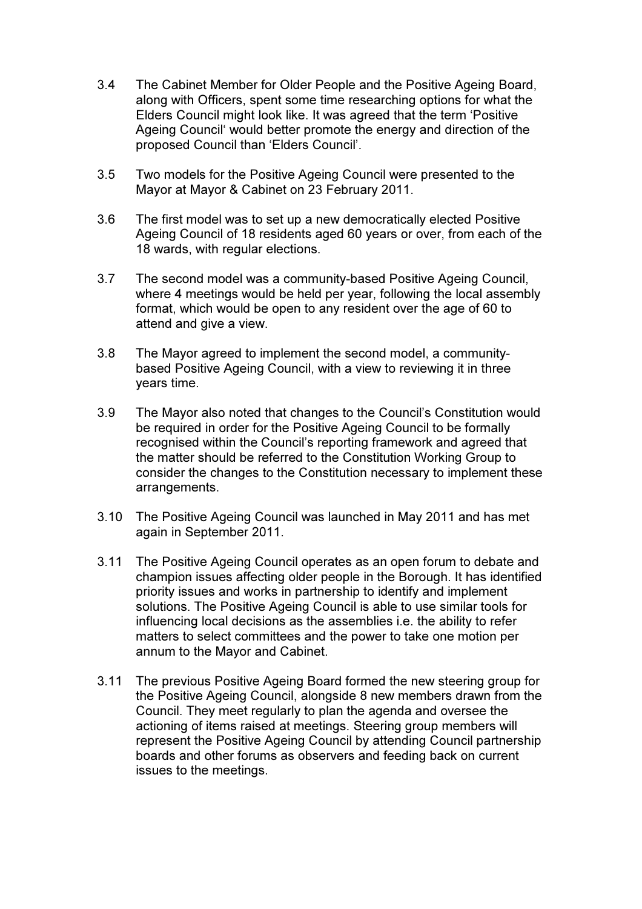3.4 The Cabinet Member for Older People and the Positive Ageing Board, along with Officers, spent some time researching options for what the Elders Council might look like. It was agreed that the term 'Positive Ageing Council' would better promote the energy and direction of the proposed Council than 'Elders Council'.

3.5 Two models for the Positive Ageing Council were presented to the Mayor at Mayor & Cabinet on 23 February 2011.

3.6 The first model was to set up a new democratically elected Positive Ageing Council of 18 residents aged 60 years or over, from each of the 18 wards, with regular elections.

3.7 The second model was a community-based Positive Ageing Council, where 4 meetings would be held per year, following the local assembly format, which would be open to any resident over the age of 60 to attend and give a view.

3.8 The Mayor agreed to implement the second model, a community-based Positive Ageing Council, with a view to reviewing it in three years time.

3.9 The Mayor also noted that changes to the Council's Constitution would be required in order for the Positive Ageing Council to be formally recognised within the Council's reporting framework and agreed that the matter should be referred to the Constitution Working Group to consider the changes to the Constitution necessary to implement these arrangements.

3.10 The Positive Ageing Council was launched in May 2011 and has met again in September 2011.

3.11 The Positive Ageing Council operates as an open forum to debate and champion issues affecting older people in the Borough. It has identified priority issues and works in partnership to identify and implement solutions. The Positive Ageing Council is able to use similar tools for influencing local decisions as the assemblies i.e. the ability to refer matters to select committees and the power to take one motion per annum to the Mayor and Cabinet.

3.11 The previous Positive Ageing Board formed the new steering group for the Positive Ageing Council, alongside 8 new members drawn from the Council. They meet regularly to plan the agenda and oversee the actioning of items raised at meetings. Steering group members will represent the Positive Ageing Council by attending Council partnership boards and other forums as observers and feeding back on current issues to the meetings.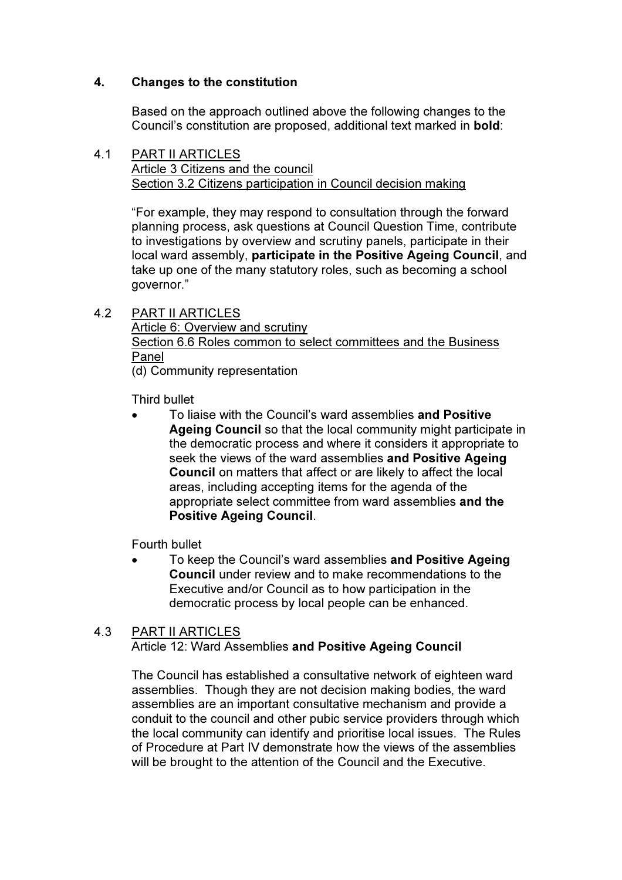## 4. Changes to the constitution

Based on the approach outlined above the following changes to the Council's constitution are proposed, additional text marked in **bold**:

4.1 PART II ARTICLES
Article 3 Citizens and the council
Section 3.2 Citizens participation in Council decision making

"For example, they may respond to consultation through the forward planning process, ask questions at Council Question Time, contribute to investigations by overview and scrutiny panels, participate in their local ward assembly, **participate in the Positive Ageing Council**, and take up one of the many statutory roles, such as becoming a school governor."

4.2 PART II ARTICLES
Article 6: Overview and scrutiny
Section 6.6 Roles common to select committees and the Business Panel
(d) Community representation

Third bullet

- To liaise with the Council's ward assemblies **and Positive Ageing Council** so that the local community might participate in the democratic process and where it considers it appropriate to seek the views of the ward assemblies **and Positive Ageing Council** on matters that affect or are likely to affect the local areas, including accepting items for the agenda of the appropriate select committee from ward assemblies **and the Positive Ageing Council**.

Fourth bullet

- To keep the Council's ward assemblies **and Positive Ageing Council** under review and to make recommendations to the Executive and/or Council as to how participation in the democratic process by local people can be enhanced.

4.3 PART II ARTICLES
Article 12: Ward Assemblies **and Positive Ageing Council**

The Council has established a consultative network of eighteen ward assemblies. Though they are not decision making bodies, the ward assemblies are an important consultative mechanism and provide a conduit to the council and other pubic service providers through which the local community can identify and prioritise local issues. The Rules of Procedure at Part IV demonstrate how the views of the assemblies will be brought to the attention of the Council and the Executive.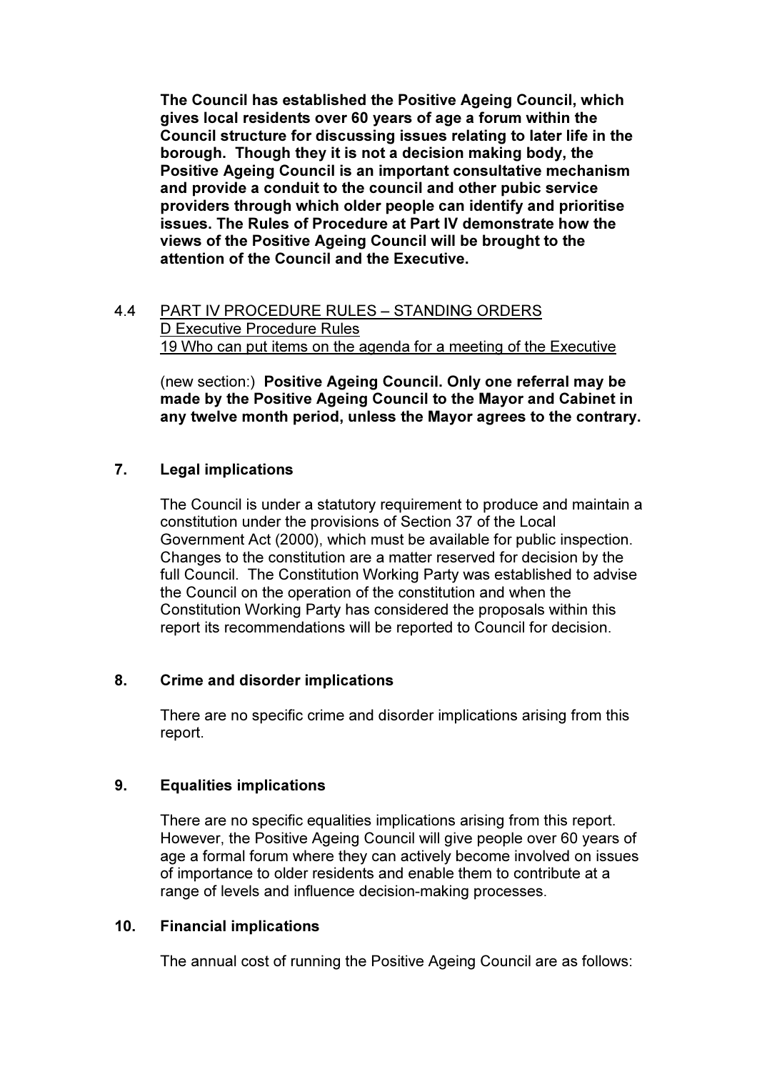**The Council has established the Positive Ageing Council, which gives local residents over 60 years of age a forum within the Council structure for discussing issues relating to later life in the borough. Though they it is not a decision making body, the Positive Ageing Council is an important consultative mechanism and provide a conduit to the council and other pubic service providers through which older people can identify and prioritise issues. The Rules of Procedure at Part IV demonstrate how the views of the Positive Ageing Council will be brought to the attention of the Council and the Executive.**

4.4 PART IV PROCEDURE RULES – STANDING ORDERS
D Executive Procedure Rules
19 Who can put items on the agenda for a meeting of the Executive

(new section:) **Positive Ageing Council. Only one referral may be made by the Positive Ageing Council to the Mayor and Cabinet in any twelve month period, unless the Mayor agrees to the contrary.**

## 7. Legal implications

The Council is under a statutory requirement to produce and maintain a constitution under the provisions of Section 37 of the Local Government Act (2000), which must be available for public inspection. Changes to the constitution are a matter reserved for decision by the full Council. The Constitution Working Party was established to advise the Council on the operation of the constitution and when the Constitution Working Party has considered the proposals within this report its recommendations will be reported to Council for decision.

## 8. Crime and disorder implications

There are no specific crime and disorder implications arising from this report.

## 9. Equalities implications

There are no specific equalities implications arising from this report. However, the Positive Ageing Council will give people over 60 years of age a formal forum where they can actively become involved on issues of importance to older residents and enable them to contribute at a range of levels and influence decision-making processes.

## 10. Financial implications

The annual cost of running the Positive Ageing Council are as follows: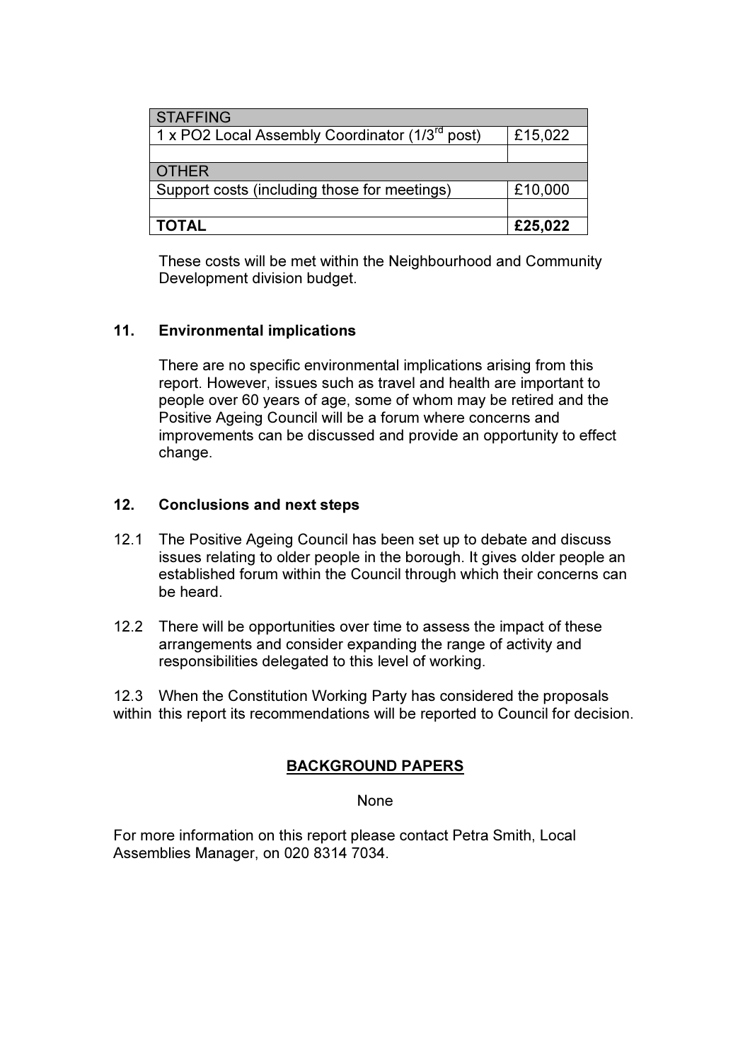| | |
|---|---|
| STAFFING | |
| 1 x PO2 Local Assembly Coordinator (1/3rd post) | £15,022 |
| | |
| OTHER | |
| Support costs (including those for meetings) | £10,000 |
| | |
| **TOTAL** | **£25,022** |

These costs will be met within the Neighbourhood and Community Development division budget.

### 11. Environmental implications

There are no specific environmental implications arising from this report. However, issues such as travel and health are important to people over 60 years of age, some of whom may be retired and the Positive Ageing Council will be a forum where concerns and improvements can be discussed and provide an opportunity to effect change.

### 12. Conclusions and next steps

12.1 The Positive Ageing Council has been set up to debate and discuss issues relating to older people in the borough. It gives older people an established forum within the Council through which their concerns can be heard.

12.2 There will be opportunities over time to assess the impact of these arrangements and consider expanding the range of activity and responsibilities delegated to this level of working.

12.3 When the Constitution Working Party has considered the proposals within this report its recommendations will be reported to Council for decision.

## BACKGROUND PAPERS

None

For more information on this report please contact Petra Smith, Local Assemblies Manager, on 020 8314 7034.